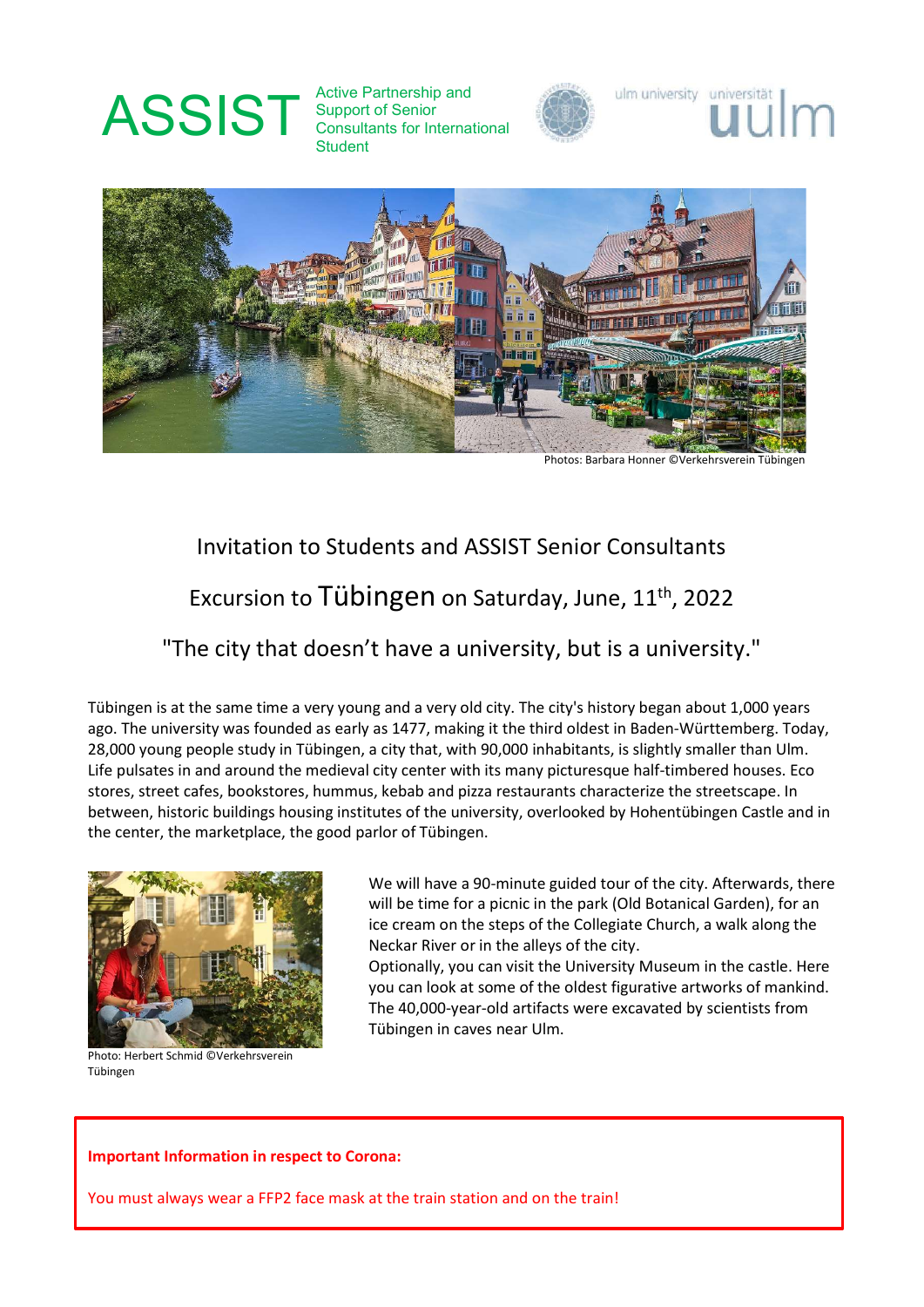# ASSIST

Active Partnership and Support of Senior Consultants for International Student

ulm university universität uulm

Photos: Barbara Honner ©Verkehrsverein Tübingen

## Invitation to Students and ASSIST Senior Consultants

## Excursion to Tübingen on Saturday, June, 11th, 2022

## "The city that doesn't have a university, but is a university."

Tübingen is at the same time a very young and a very old city. The city's history began about 1,000 years ago. The university was founded as early as 1477, making it the third oldest in Baden-Württemberg. Today, 28,000 young people study in Tübingen, a city that, with 90,000 inhabitants, is slightly smaller than Ulm. Life pulsates in and around the medieval city center with its many picturesque half-timbered houses. Eco stores, street cafes, bookstores, hummus, kebab and pizza restaurants characterize the streetscape. In between, historic buildings housing institutes of the university, overlooked by Hohentübingen Castle and in the center, the marketplace, the good parlor of Tübingen.

Photo: Herbert Schmid ©Verkehrsverein Tübingen

We will have a 90-minute guided tour of the city. Afterwards, there will be time for a picnic in the park (Old Botanical Garden), for an ice cream on the steps of the Collegiate Church, a walk along the Neckar River or in the alleys of the city.
Optionally, you can visit the University Museum in the castle. Here you can look at some of the oldest figurative artworks of mankind. The 40,000-year-old artifacts were excavated by scientists from Tübingen in caves near Ulm.

**Important Information in respect to Corona:**

You must always wear a FFP2 face mask at the train station and on the train!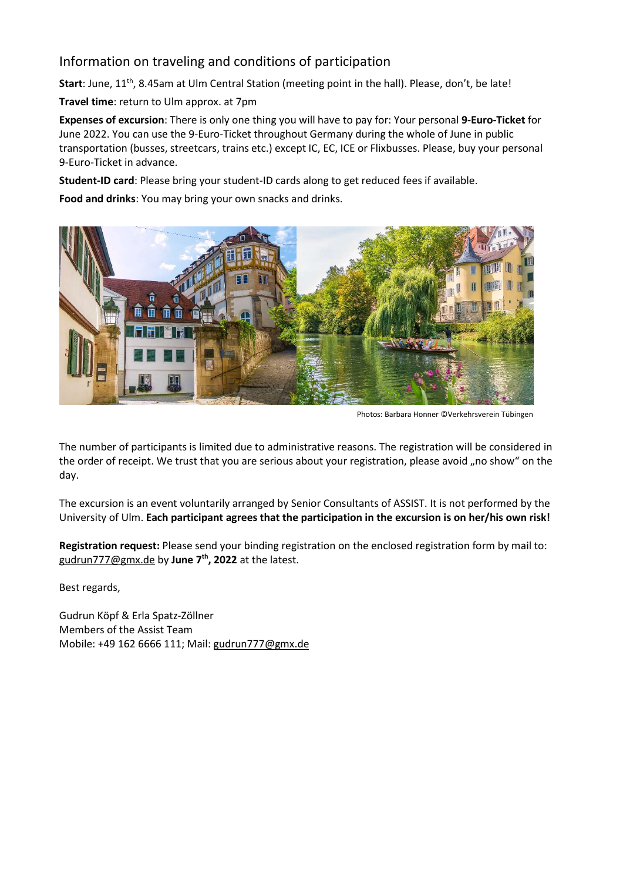## Information on traveling and conditions of participation

**Start**: June, 11th, 8.45am at Ulm Central Station (meeting point in the hall). Please, don't, be late!

**Travel time**: return to Ulm approx. at 7pm

**Expenses of excursion**: There is only one thing you will have to pay for: Your personal **9-Euro-Ticket** for June 2022. You can use the 9-Euro-Ticket throughout Germany during the whole of June in public transportation (busses, streetcars, trains etc.) except IC, EC, ICE or Flixbusses. Please, buy your personal 9-Euro-Ticket in advance.

**Student-ID card**: Please bring your student-ID cards along to get reduced fees if available.

**Food and drinks**: You may bring your own snacks and drinks.

Photos: Barbara Honner ©Verkehrsverein Tübingen

The number of participants is limited due to administrative reasons. The registration will be considered in the order of receipt. We trust that you are serious about your registration, please avoid „no show" on the day.

The excursion is an event voluntarily arranged by Senior Consultants of ASSIST. It is not performed by the University of Ulm. **Each participant agrees that the participation in the excursion is on her/his own risk!**

**Registration request:** Please send your binding registration on the enclosed registration form by mail to: gudrun777@gmx.de by **June 7th, 2022** at the latest.

Best regards,

Gudrun Köpf & Erla Spatz-Zöllner
Members of the Assist Team
Mobile: +49 162 6666 111; Mail: gudrun777@gmx.de